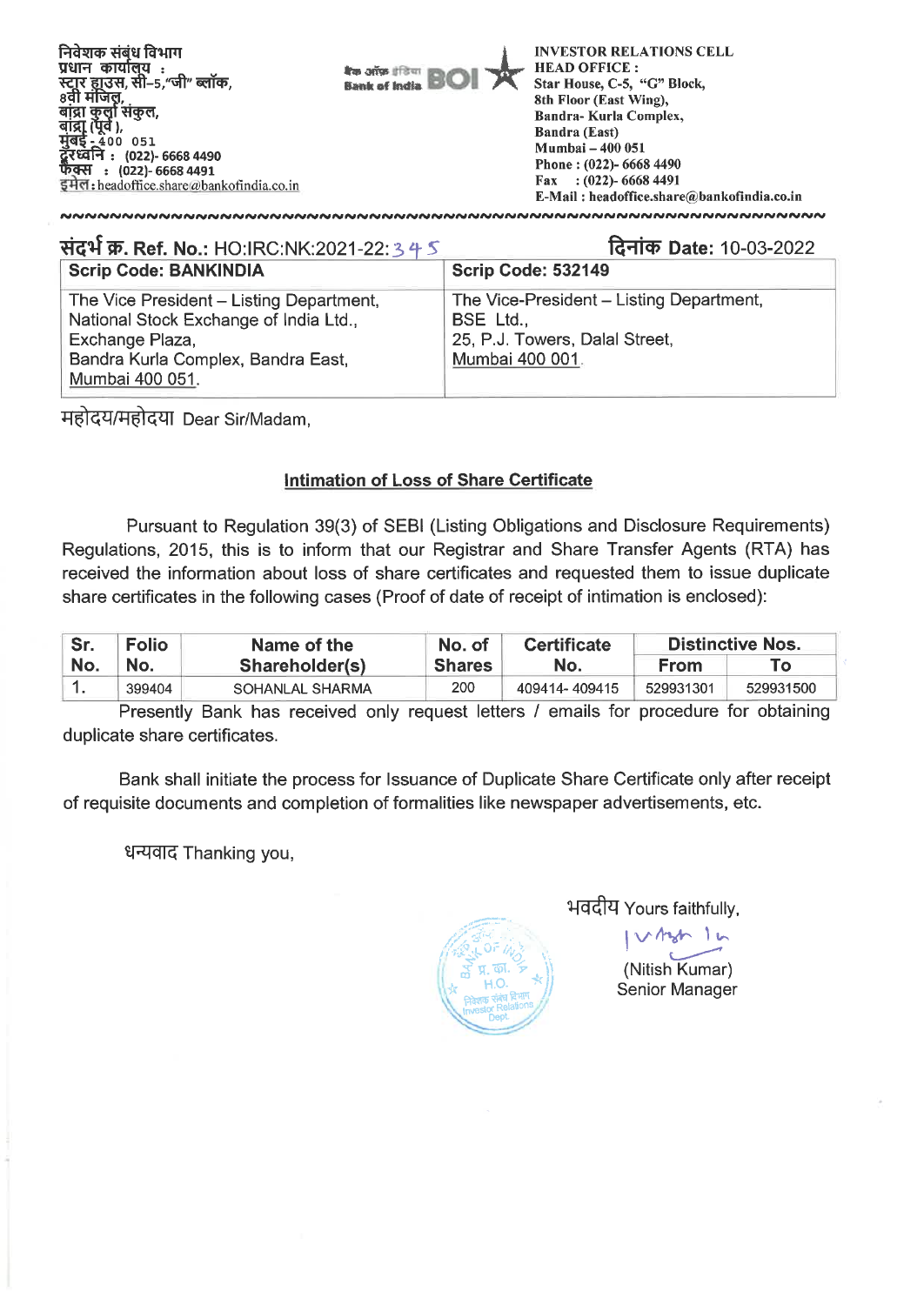निवेशक संबंध विभाग
प्रधान कार्यालय :
स्टार हाउस, सी–5,"जी" ब्लॉक,
8वी मंजिल,
बांद्रा कुर्ला संकुल,
बांद्रा (पूर्व ),
मुंबई - 400 051
दूरध्वनि : (022)- 6668 4490
फैक्स : (022)- 6668 4491
इमेल : headoffice.share@bankofindia.co.in

बैंक ऑफ इंडिया Bank of India BOI

INVESTOR RELATIONS CELL
HEAD OFFICE :
Star House, C-5, "G" Block,
8th Floor (East Wing),
Bandra- Kurla Complex,
Bandra (East)
Mumbai – 400 051
Phone : (022)- 6668 4490
Fax : (022)- 6668 4491
E-Mail : headoffice.share@bankofindia.co.in

**संदर्भ क्र. Ref. No.:** HO:IRC:NK:2021-22:345 **दिनांक Date:** 10-03-2022

| Scrip Code: BANKINDIA | Scrip Code: 532149 |
|---|---|
| The Vice President – Listing Department, National Stock Exchange of India Ltd., Exchange Plaza, Bandra Kurla Complex, Bandra East, Mumbai 400 051. | The Vice-President – Listing Department, BSE Ltd., 25, P.J. Towers, Dalal Street, Mumbai 400 001. |

महोदय/महोदया Dear Sir/Madam,

**Intimation of Loss of Share Certificate**

Pursuant to Regulation 39(3) of SEBI (Listing Obligations and Disclosure Requirements) Regulations, 2015, this is to inform that our Registrar and Share Transfer Agents (RTA) has received the information about loss of share certificates and requested them to issue duplicate share certificates in the following cases (Proof of date of receipt of intimation is enclosed):

| Sr. No. | Folio No. | Name of the Shareholder(s) | No. of Shares | Certificate No. | Distinctive Nos. | |
|---|---|---|---|---|---|---|
| | | | | | From | To |
| 1. | 399404 | SOHANLAL SHARMA | 200 | 409414- 409415 | 529931301 | 529931500 |

Presently Bank has received only request letters / emails for procedure for obtaining duplicate share certificates.

Bank shall initiate the process for Issuance of Duplicate Share Certificate only after receipt of requisite documents and completion of formalities like newspaper advertisements, etc.

धन्यवाद Thanking you,

भवदीय Yours faithfully,

(Nitish Kumar)
Senior Manager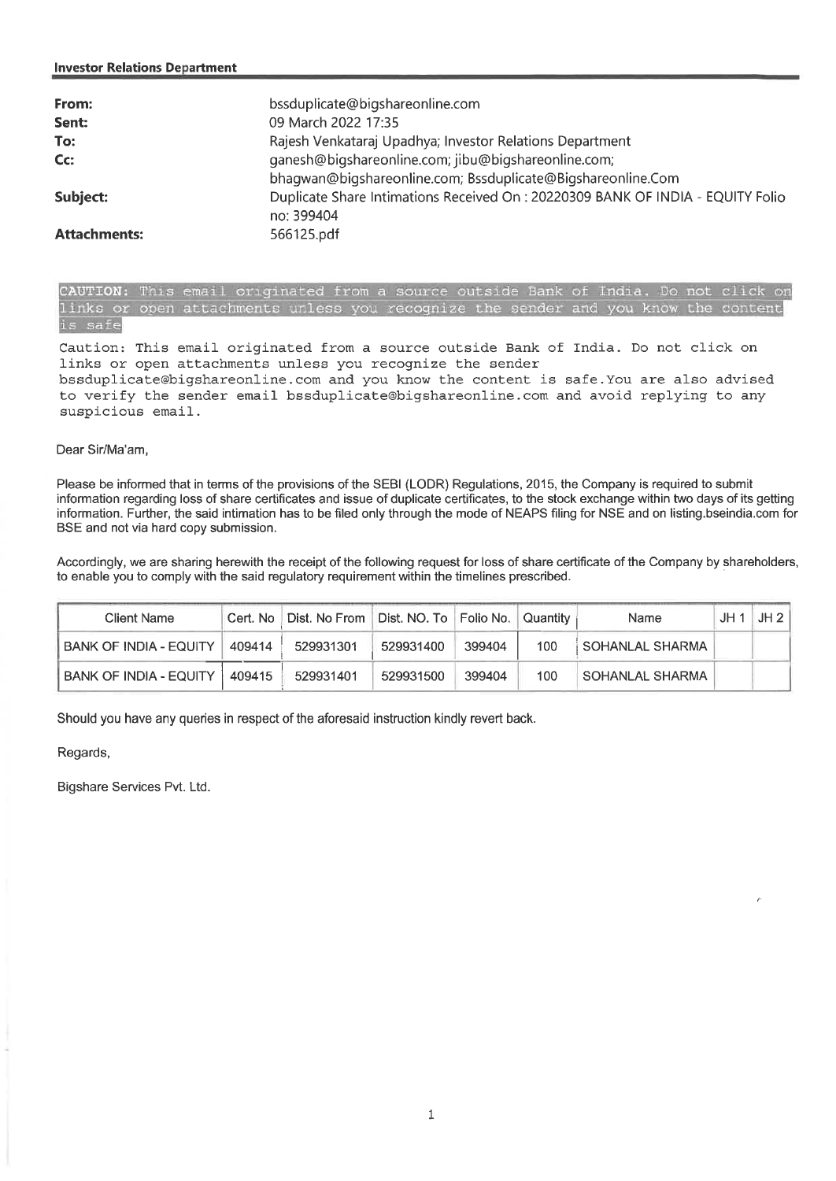**Investor Relations Department**

| | |
|---|---|
| **From:** | bssduplicate@bigshareonline.com |
| **Sent:** | 09 March 2022 17:35 |
| **To:** | Rajesh Venkataraj Upadhya; Investor Relations Department |
| **Cc:** | ganesh@bigshareonline.com; jibu@bigshareonline.com; bhagwan@bigshareonline.com; Bssduplicate@Bigshareonline.Com |
| **Subject:** | Duplicate Share Intimations Received On : 20220309 BANK OF INDIA - EQUITY Folio no: 399404 |
| **Attachments:** | 566125.pdf |

**CAUTION:** This email originated from a source outside Bank of India. Do not click on links or open attachments unless you recognize the sender and you know the content is safe

Caution: This email originated from a source outside Bank of India. Do not click on links or open attachments unless you recognize the sender bssduplicate@bigshareonline.com and you know the content is safe.You are also advised to verify the sender email bssduplicate@bigshareonline.com and avoid replying to any suspicious email.

Dear Sir/Ma'am,

Please be informed that in terms of the provisions of the SEBI (LODR) Regulations, 2015, the Company is required to submit information regarding loss of share certificates and issue of duplicate certificates, to the stock exchange within two days of its getting information. Further, the said intimation has to be filed only through the mode of NEAPS filing for NSE and on listing.bseindia.com for BSE and not via hard copy submission.

Accordingly, we are sharing herewith the receipt of the following request for loss of share certificate of the Company by shareholders, to enable you to comply with the said regulatory requirement within the timelines prescribed.

| Client Name | Cert. No | Dist. No From | Dist. NO. To | Folio No. | Quantity | Name | JH 1 | JH 2 |
|---|---|---|---|---|---|---|---|---|
| BANK OF INDIA - EQUITY | 409414 | 529931301 | 529931400 | 399404 | 100 | SOHANLAL SHARMA | | |
| BANK OF INDIA - EQUITY | 409415 | 529931401 | 529931500 | 399404 | 100 | SOHANLAL SHARMA | | |

Should you have any queries in respect of the aforesaid instruction kindly revert back.

Regards,

Bigshare Services Pvt. Ltd.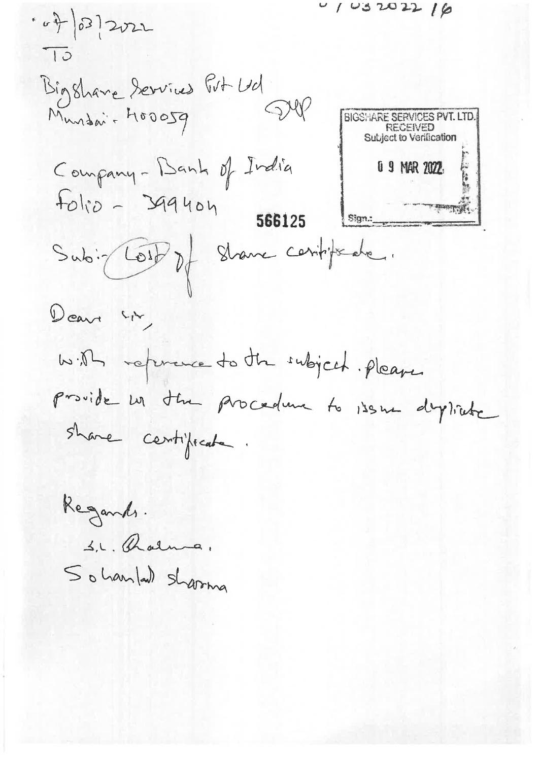0 / 03 2022 / 6

07/03/2022

To

Bigshare Services Pvt Ltd
Mumbai - 400059

DYP

BIGSHARE SERVICES PVT. LTD.
RECEIVED
Subject to Verification

0 9 MAR 2022

Sign.:

Company - Bank of India
folio - 399404

566125

Sub:- Lost of Share certificate.

Dear Sir,

With reference to the subject. please provide us the procedure to issue duplicate share certificate.

Regards.

S.L. Sharma.

Sohanlal Sharma